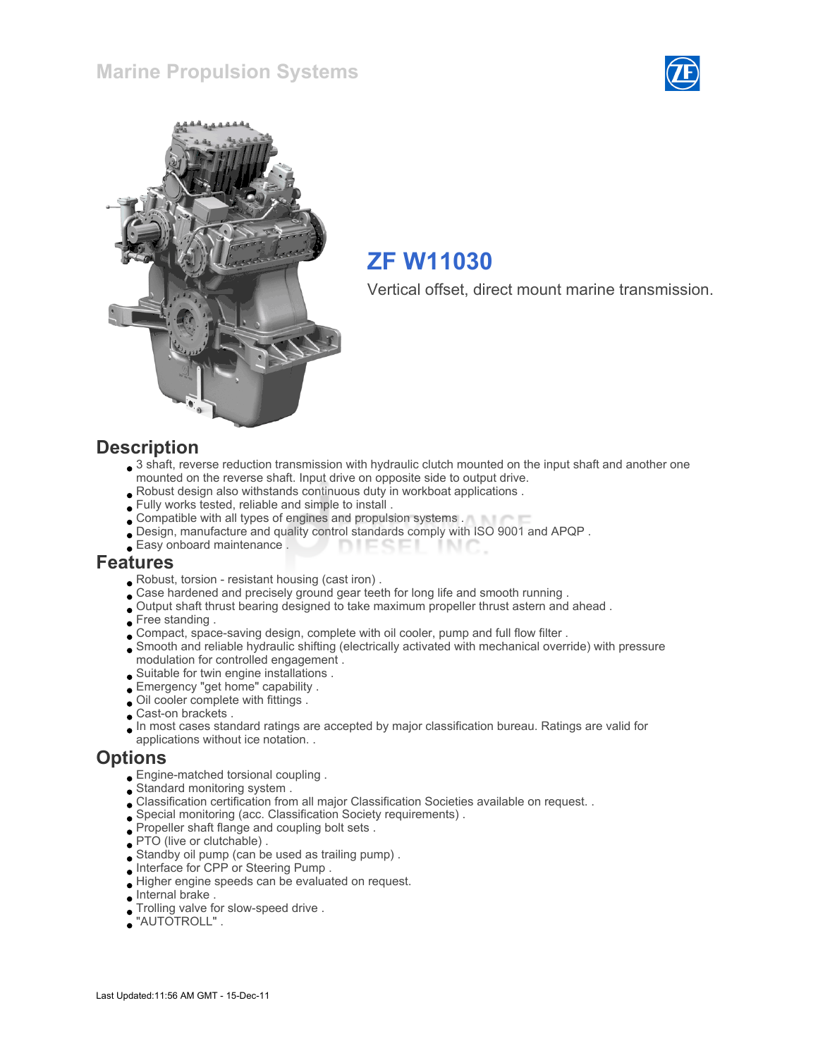# Marine Propulsion Systems

## ZF W11030

Vertical offset, direct mount marine transmission.

## Description

- 3 shaft, reverse reduction transmission with hydraulic clutch mounted on the input shaft and another one mounted on the reverse shaft. Input drive on opposite side to output drive.
- Robust design also withstands continuous duty in workboat applications .
- Fully works tested, reliable and simple to install .
- Compatible with all types of engines and propulsion systems .
- Design, manufacture and quality control standards comply with ISO 9001 and APQP .
- Easy onboard maintenance .

## Features

- Robust, torsion - resistant housing (cast iron) .
- Case hardened and precisely ground gear teeth for long life and smooth running .
- Output shaft thrust bearing designed to take maximum propeller thrust astern and ahead .
- Free standing .
- Compact, space-saving design, complete with oil cooler, pump and full flow filter .
- Smooth and reliable hydraulic shifting (electrically activated with mechanical override) with pressure modulation for controlled engagement .
- Suitable for twin engine installations .
- Emergency "get home" capability .
- Oil cooler complete with fittings .
- Cast-on brackets .
- In most cases standard ratings are accepted by major classification bureau. Ratings are valid for applications without ice notation. .

## Options

- Engine-matched torsional coupling .
- Standard monitoring system .
- Classification certification from all major Classification Societies available on request. .
- Special monitoring (acc. Classification Society requirements) .
- Propeller shaft flange and coupling bolt sets .
- PTO (live or clutchable) .
- Standby oil pump (can be used as trailing pump) .
- Interface for CPP or Steering Pump .
- Higher engine speeds can be evaluated on request.
- Internal brake .
- Trolling valve for slow-speed drive .
- "AUTOTROLL" .

Last Updated:11:56 AM GMT - 15-Dec-11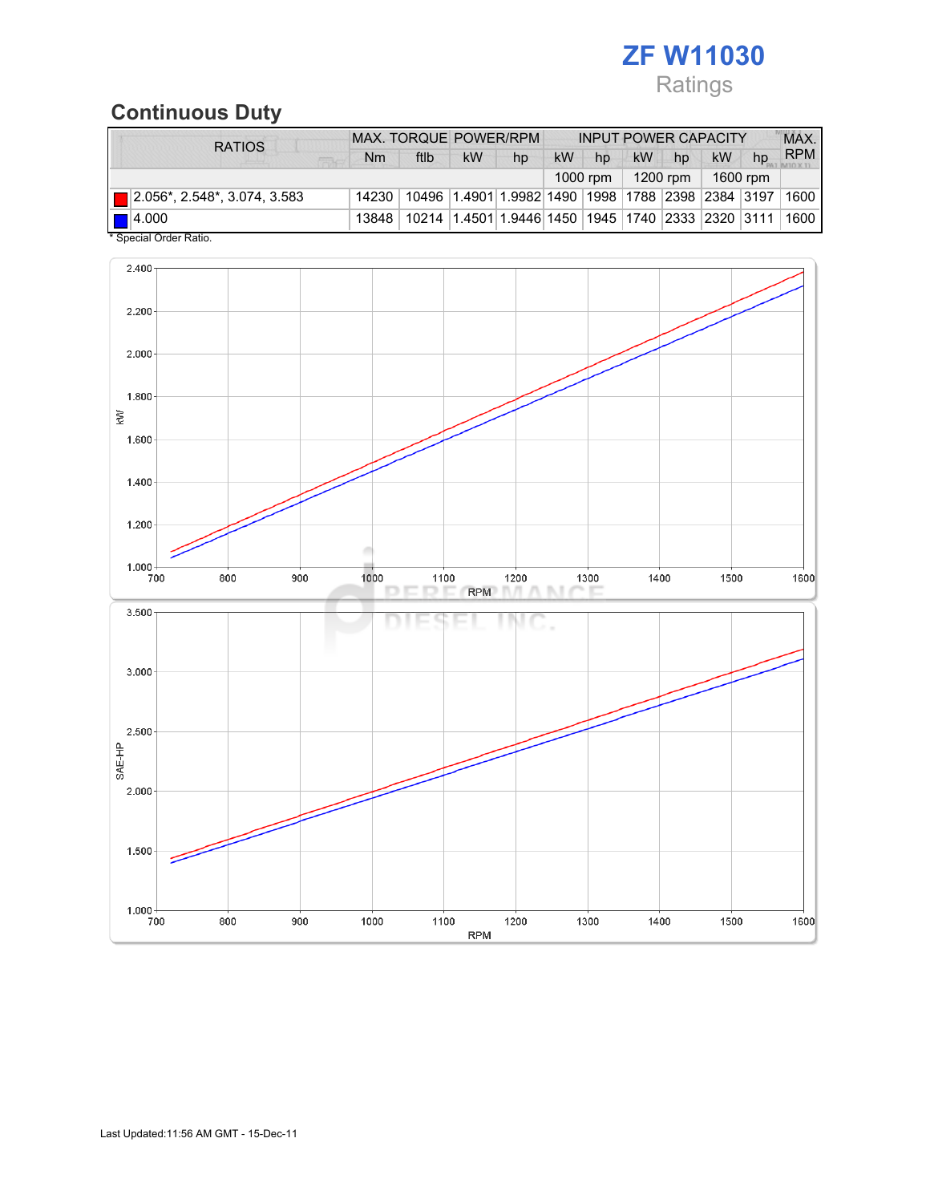# ZF W11030

Ratings

## Continuous Duty

| RATIOS | MAX. TORQUE | | POWER/RPM | | INPUT POWER CAPACITY | | | | | | MAX. RPM |
|---|---|---|---|---|---|---|---|---|---|---|---|
| | Nm | ftlb | kW | hp | kW | hp | kW | hp | kW | hp | |
| | | | | | 1000 rpm | | 1200 rpm | | 1600 rpm | | |
| 2.056*, 2.548*, 3.074, 3.583 | 14230 | 10496 | 1.4901 | 1.9982 | 1490 | 1998 | 1788 | 2398 | 2384 | 3197 | 1600 |
| 4.000 | 13848 | 10214 | 1.4501 | 1.9446 | 1450 | 1945 | 1740 | 2333 | 2320 | 3111 | 1600 |

* Special Order Ratio.

Last Updated:11:56 AM GMT - 15-Dec-11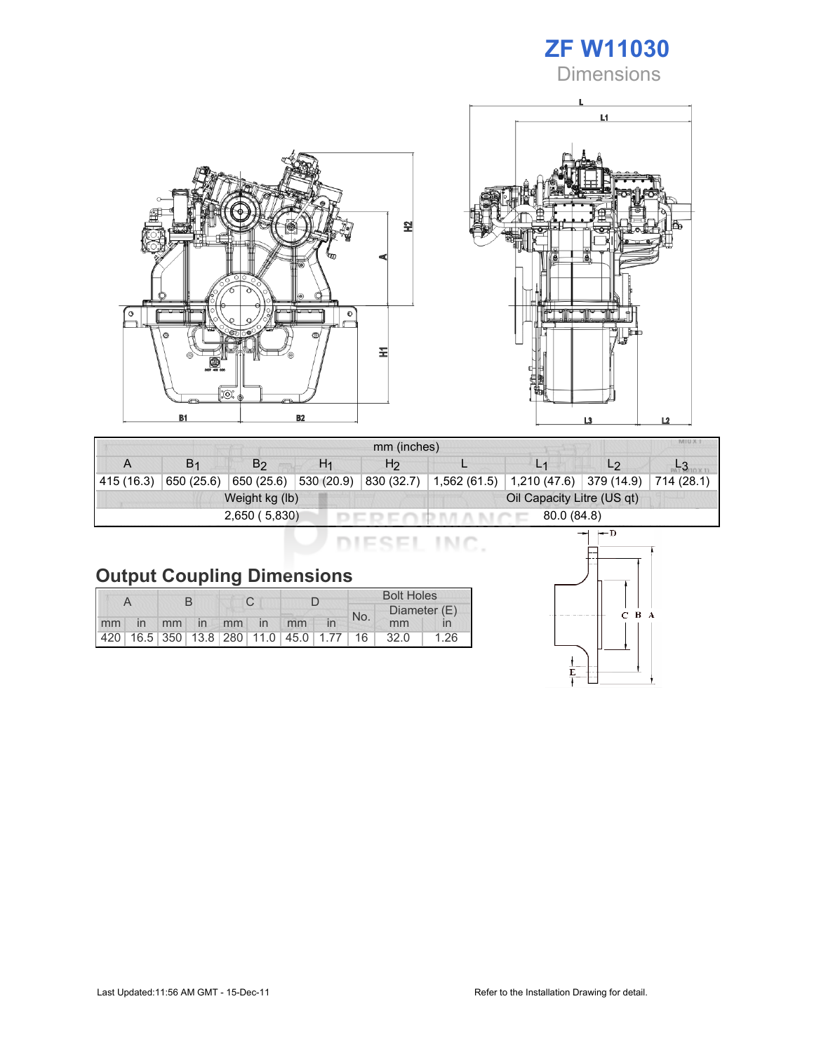# ZF W11030
## Dimensions

| mm (inches) | | | | | | | | |
|---|---|---|---|---|---|---|---|---|
| A | $B_1$ | $B_2$ | $H_1$ | $H_2$ | L | $L_1$ | $L_2$ | $L_3$ |
| 415 (16.3) | 650 (25.6) | 650 (25.6) | 530 (20.9) | 830 (32.7) | 1,562 (61.5) | 1,210 (47.6) | 379 (14.9) | 714 (28.1) |
| Weight kg (lb) | | | | | Oil Capacity Litre (US qt) | | | |
| 2,650 ( 5,830) | | | | | 80.0 (84.8) | | | |

## Output Coupling Dimensions

| A | | B | | C | | D | | Bolt Holes | | |
|---|---|---|---|---|---|---|---|---|---|---|
| | | | | | | | | No. | Diameter (E) | |
| mm | in | mm | in | mm | in | mm | in | | mm | in |
| 420 | 16.5 | 350 | 13.8 | 280 | 11.0 | 45.0 | 1.77 | 16 | 32.0 | 1.26 |

Last Updated:11:56 AM GMT - 15-Dec-11

Refer to the Installation Drawing for detail.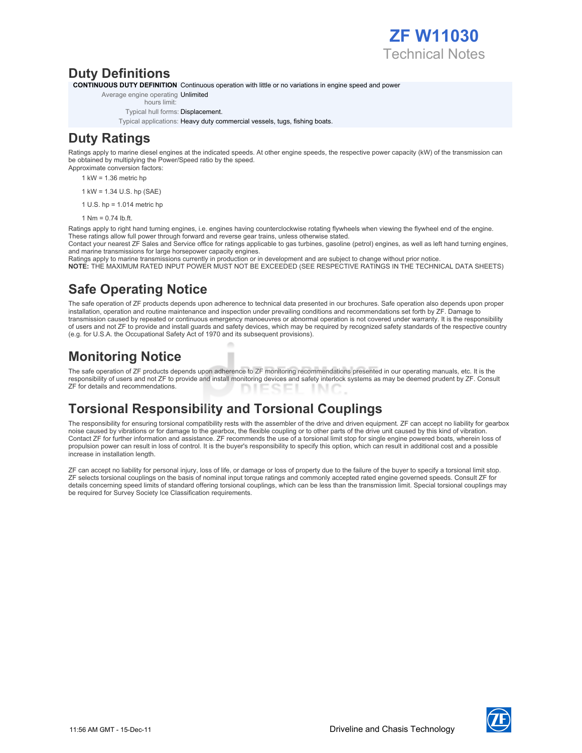# ZF W11030

Technical Notes

## Duty Definitions

| | |
|---|---|
| **CONTINUOUS DUTY DEFINITION** | Continuous operation with little or no variations in engine speed and power |
| Average engine operating hours limit: | Unlimited |
| Typical hull forms: | Displacement. |
| Typical applications: | Heavy duty commercial vessels, tugs, fishing boats. |

## Duty Ratings

Ratings apply to marine diesel engines at the indicated speeds. At other engine speeds, the respective power capacity (kW) of the transmission can be obtained by multiplying the Power/Speed ratio by the speed.
Approximate conversion factors:

1 kW = 1.36 metric hp

1 kW = 1.34 U.S. hp (SAE)

1 U.S. hp = 1.014 metric hp

1 Nm = 0.74 lb.ft.

Ratings apply to right hand turning engines, i.e. engines having counterclockwise rotating flywheels when viewing the flywheel end of the engine. These ratings allow full power through forward and reverse gear trains, unless otherwise stated.
Contact your nearest ZF Sales and Service office for ratings applicable to gas turbines, gasoline (petrol) engines, as well as left hand turning engines, and marine transmissions for large horsepower capacity engines.
Ratings apply to marine transmissions currently in production or in development and are subject to change without prior notice.
**NOTE:** THE MAXIMUM RATED INPUT POWER MUST NOT BE EXCEEDED (SEE RESPECTIVE RATINGS IN THE TECHNICAL DATA SHEETS)

## Safe Operating Notice

The safe operation of ZF products depends upon adherence to technical data presented in our brochures. Safe operation also depends upon proper installation, operation and routine maintenance and inspection under prevailing conditions and recommendations set forth by ZF. Damage to transmission caused by repeated or continuous emergency manoeuvres or abnormal operation is not covered under warranty. It is the responsibility of users and not ZF to provide and install guards and safety devices, which may be required by recognized safety standards of the respective country (e.g. for U.S.A. the Occupational Safety Act of 1970 and its subsequent provisions).

## Monitoring Notice

The safe operation of ZF products depends upon adherence to ZF monitoring recommendations presented in our operating manuals, etc. It is the responsibility of users and not ZF to provide and install monitoring devices and safety interlock systems as may be deemed prudent by ZF. Consult ZF for details and recommendations.

## Torsional Responsibility and Torsional Couplings

The responsibility for ensuring torsional compatibility rests with the assembler of the drive and driven equipment. ZF can accept no liability for gearbox noise caused by vibrations or for damage to the gearbox, the flexible coupling or to other parts of the drive unit caused by this kind of vibration. Contact ZF for further information and assistance. ZF recommends the use of a torsional limit stop for single engine powered boats, wherein loss of propulsion power can result in loss of control. It is the buyer's responsibility to specify this option, which can result in additional cost and a possible increase in installation length.

ZF can accept no liability for personal injury, loss of life, or damage or loss of property due to the failure of the buyer to specify a torsional limit stop. ZF selects torsional couplings on the basis of nominal input torque ratings and commonly accepted rated engine governed speeds. Consult ZF for details concerning speed limits of standard offering torsional couplings, which can be less than the transmission limit. Special torsional couplings may be required for Survey Society Ice Classification requirements.